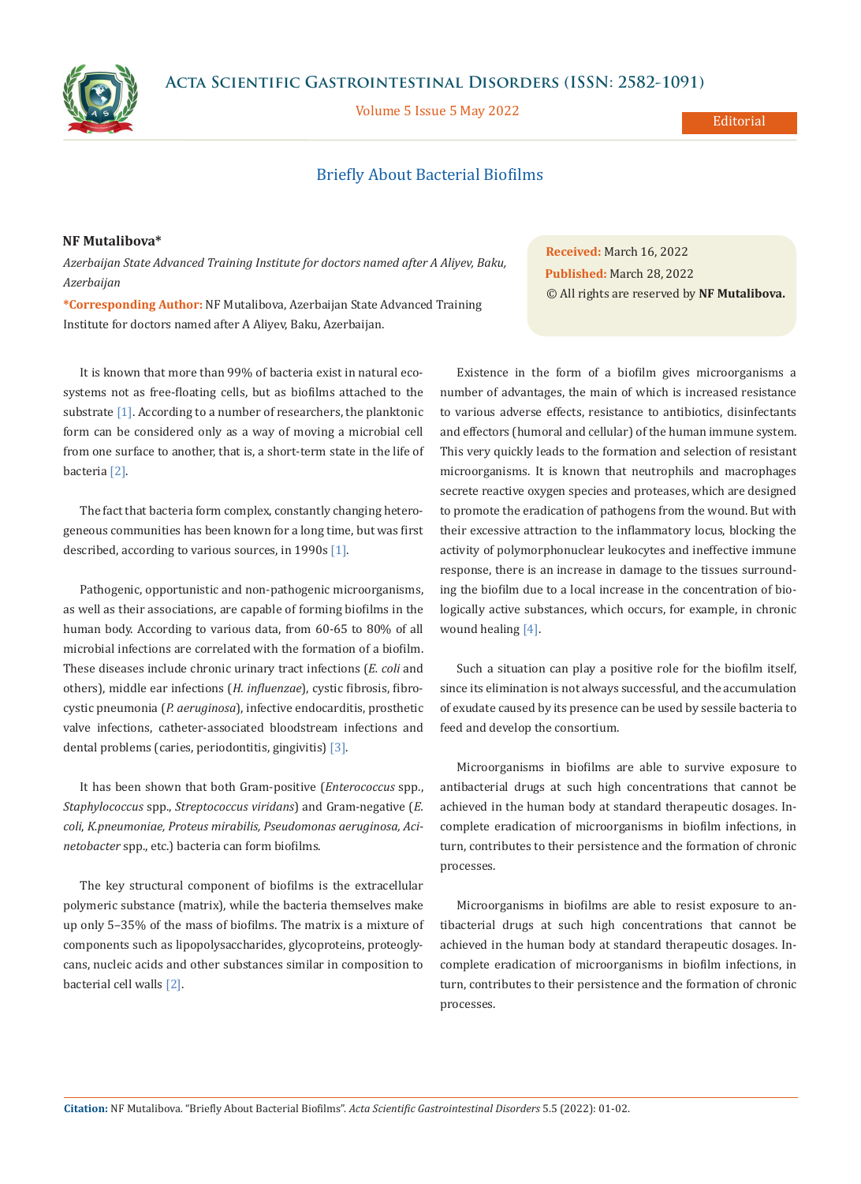Editorial

# Briefly About Bacterial Biofilms

**NF Mutalibova***

*Azerbaijan State Advanced Training Institute for doctors named after A Aliyev, Baku, Azerbaijan*

***Corresponding Author:** NF Mutalibova, Azerbaijan State Advanced Training Institute for doctors named after A Aliyev, Baku, Azerbaijan.

**Received:** March 16, 2022
**Published:** March 28, 2022
© All rights are reserved by **NF Mutalibova.**

It is known that more than 99% of bacteria exist in natural ecosystems not as free-floating cells, but as biofilms attached to the substrate [1]. According to a number of researchers, the planktonic form can be considered only as a way of moving a microbial cell from one surface to another, that is, a short-term state in the life of bacteria [2].

The fact that bacteria form complex, constantly changing heterogeneous communities has been known for a long time, but was first described, according to various sources, in 1990s [1].

Pathogenic, opportunistic and non-pathogenic microorganisms, as well as their associations, are capable of forming biofilms in the human body. According to various data, from 60-65 to 80% of all microbial infections are correlated with the formation of a biofilm. These diseases include chronic urinary tract infections (*E. coli* and others), middle ear infections (*H. influenzae*), cystic fibrosis, fibrocystic pneumonia (*P. aeruginosa*), infective endocarditis, prosthetic valve infections, catheter-associated bloodstream infections and dental problems (caries, periodontitis, gingivitis) [3].

It has been shown that both Gram-positive (*Enterococcus* spp., *Staphylococcus* spp., *Streptococcus viridans*) and Gram-negative (*E. coli, K.pneumoniae, Proteus mirabilis, Pseudomonas aeruginosa, Acinetobacter* spp., etc.) bacteria can form biofilms.

The key structural component of biofilms is the extracellular polymeric substance (matrix), while the bacteria themselves make up only 5–35% of the mass of biofilms. The matrix is a mixture of components such as lipopolysaccharides, glycoproteins, proteoglycans, nucleic acids and other substances similar in composition to bacterial cell walls [2].

Existence in the form of a biofilm gives microorganisms a number of advantages, the main of which is increased resistance to various adverse effects, resistance to antibiotics, disinfectants and effectors (humoral and cellular) of the human immune system. This very quickly leads to the formation and selection of resistant microorganisms. It is known that neutrophils and macrophages secrete reactive oxygen species and proteases, which are designed to promote the eradication of pathogens from the wound. But with their excessive attraction to the inflammatory locus, blocking the activity of polymorphonuclear leukocytes and ineffective immune response, there is an increase in damage to the tissues surrounding the biofilm due to a local increase in the concentration of biologically active substances, which occurs, for example, in chronic wound healing [4].

Such a situation can play a positive role for the biofilm itself, since its elimination is not always successful, and the accumulation of exudate caused by its presence can be used by sessile bacteria to feed and develop the consortium.

Microorganisms in biofilms are able to survive exposure to antibacterial drugs at such high concentrations that cannot be achieved in the human body at standard therapeutic dosages. Incomplete eradication of microorganisms in biofilm infections, in turn, contributes to their persistence and the formation of chronic processes.

Microorganisms in biofilms are able to resist exposure to antibacterial drugs at such high concentrations that cannot be achieved in the human body at standard therapeutic dosages. Incomplete eradication of microorganisms in biofilm infections, in turn, contributes to their persistence and the formation of chronic processes.

**Citation:** NF Mutalibova. "Briefly About Bacterial Biofilms". *Acta Scientific Gastrointestinal Disorders* 5.5 (2022): 01-02.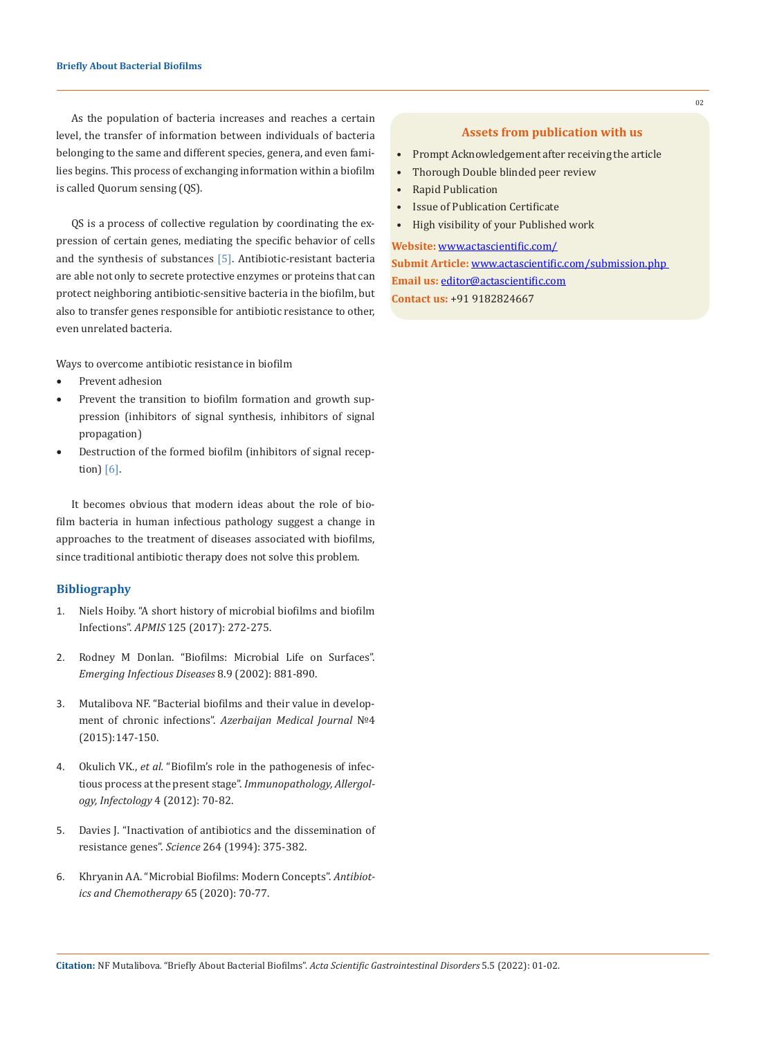As the population of bacteria increases and reaches a certain level, the transfer of information between individuals of bacteria belonging to the same and different species, genera, and even families begins. This process of exchanging information within a biofilm is called Quorum sensing (QS).

QS is a process of collective regulation by coordinating the expression of certain genes, mediating the specific behavior of cells and the synthesis of substances [5]. Antibiotic-resistant bacteria are able not only to secrete protective enzymes or proteins that can protect neighboring antibiotic-sensitive bacteria in the biofilm, but also to transfer genes responsible for antibiotic resistance to other, even unrelated bacteria.

Ways to overcome antibiotic resistance in biofilm

- Prevent adhesion
- Prevent the transition to biofilm formation and growth suppression (inhibitors of signal synthesis, inhibitors of signal propagation)
- Destruction of the formed biofilm (inhibitors of signal reception) [6].

It becomes obvious that modern ideas about the role of biofilm bacteria in human infectious pathology suggest a change in approaches to the treatment of diseases associated with biofilms, since traditional antibiotic therapy does not solve this problem.

## Bibliography

1. Niels Hoiby. "A short history of microbial biofilms and biofilm Infections". *APMIS* 125 (2017): 272-275.
2. Rodney M Donlan. "Biofilms: Microbial Life on Surfaces". *Emerging Infectious Diseases* 8.9 (2002): 881-890.
3. Mutalibova NF. "Bacterial biofilms and their value in development of chronic infections". *Azerbaijan Medical Journal* №4 (2015):147-150.
4. Okulich VK., *et al.* "Biofilm's role in the pathogenesis of infectious process at the present stage". *Immunopathology, Allergology, Infectology* 4 (2012): 70-82.
5. Davies J. "Inactivation of antibiotics and the dissemination of resistance genes". *Science* 264 (1994): 375-382.
6. Khryanin AA. "Microbial Biofilms: Modern Concepts". *Antibiotics and Chemotherapy* 65 (2020): 70-77.

**Assets from publication with us**

- Prompt Acknowledgement after receiving the article
- Thorough Double blinded peer review
- Rapid Publication
- Issue of Publication Certificate
- High visibility of your Published work

**Website:** www.actascientific.com/
**Submit Article:** www.actascientific.com/submission.php
**Email us:** editor@actascientific.com
**Contact us:** +91 9182824667

**Citation:** NF Mutalibova. "Briefly About Bacterial Biofilms". *Acta Scientific Gastrointestinal Disorders* 5.5 (2022): 01-02.